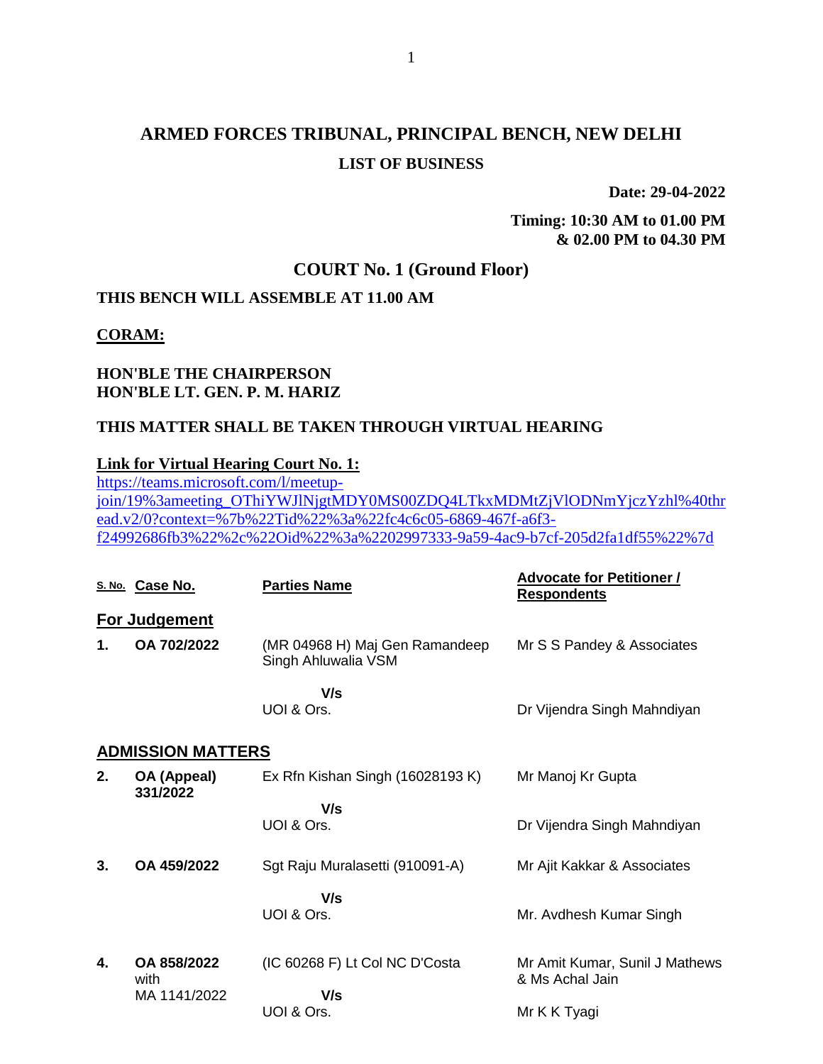# ARMED FORCES TRIBUNAL, PRINCIPAL BENCH, NEW DELHI

## LIST OF BUSINESS

**Date: 29-04-2022**

**Timing: 10:30 AM to 01.00 PM & 02.00 PM to 04.30 PM**

## COURT No. 1 (Ground Floor)

**THIS BENCH WILL ASSEMBLE AT 11.00 AM**

**CORAM:**

**HON'BLE THE CHAIRPERSON**
**HON'BLE LT. GEN. P. M. HARIZ**

**THIS MATTER SHALL BE TAKEN THROUGH VIRTUAL HEARING**

**Link for Virtual Hearing Court No. 1:**
https://teams.microsoft.com/l/meetup-join/19%3ameeting_OThiYWJlNjgtMDY0MS00ZDQ4LTkxMDMtZjVlODNmYjczYzhl%40thread.v2/0?context=%7b%22Tid%22%3a%22fc4c6c05-6869-467f-a6f3-f24992686fb3%22%2c%22Oid%22%3a%2202997333-9a59-4ac9-b7cf-205d2fa1df55%22%7d

| S. No. | Case No. | Parties Name | Advocate for Petitioner / Respondents |
|---|---|---|---|
| **For Judgement** | | | |
| **1.** | **OA 702/2022** | (MR 04968 H) Maj Gen Ramandeep Singh Ahluwalia VSM | Mr S S Pandey & Associates |
| | | **V/s** | |
| | | UOI & Ors. | Dr Vijendra Singh Mahndiyan |
| **ADMISSION MATTERS** | | | |
| **2.** | **OA (Appeal) 331/2022** | Ex Rfn Kishan Singh (16028193 K) | Mr Manoj Kr Gupta |
| | | **V/s** | |
| | | UOI & Ors. | Dr Vijendra Singh Mahndiyan |
| **3.** | **OA 459/2022** | Sgt Raju Muralasetti (910091-A) | Mr Ajit Kakkar & Associates |
| | | **V/s** | |
| | | UOI & Ors. | Mr. Avdhesh Kumar Singh |
| **4.** | **OA 858/2022** with MA 1141/2022 | (IC 60268 F) Lt Col NC D'Costa | Mr Amit Kumar, Sunil J Mathews & Ms Achal Jain |
| | | **V/s** | |
| | | UOI & Ors. | Mr K K Tyagi |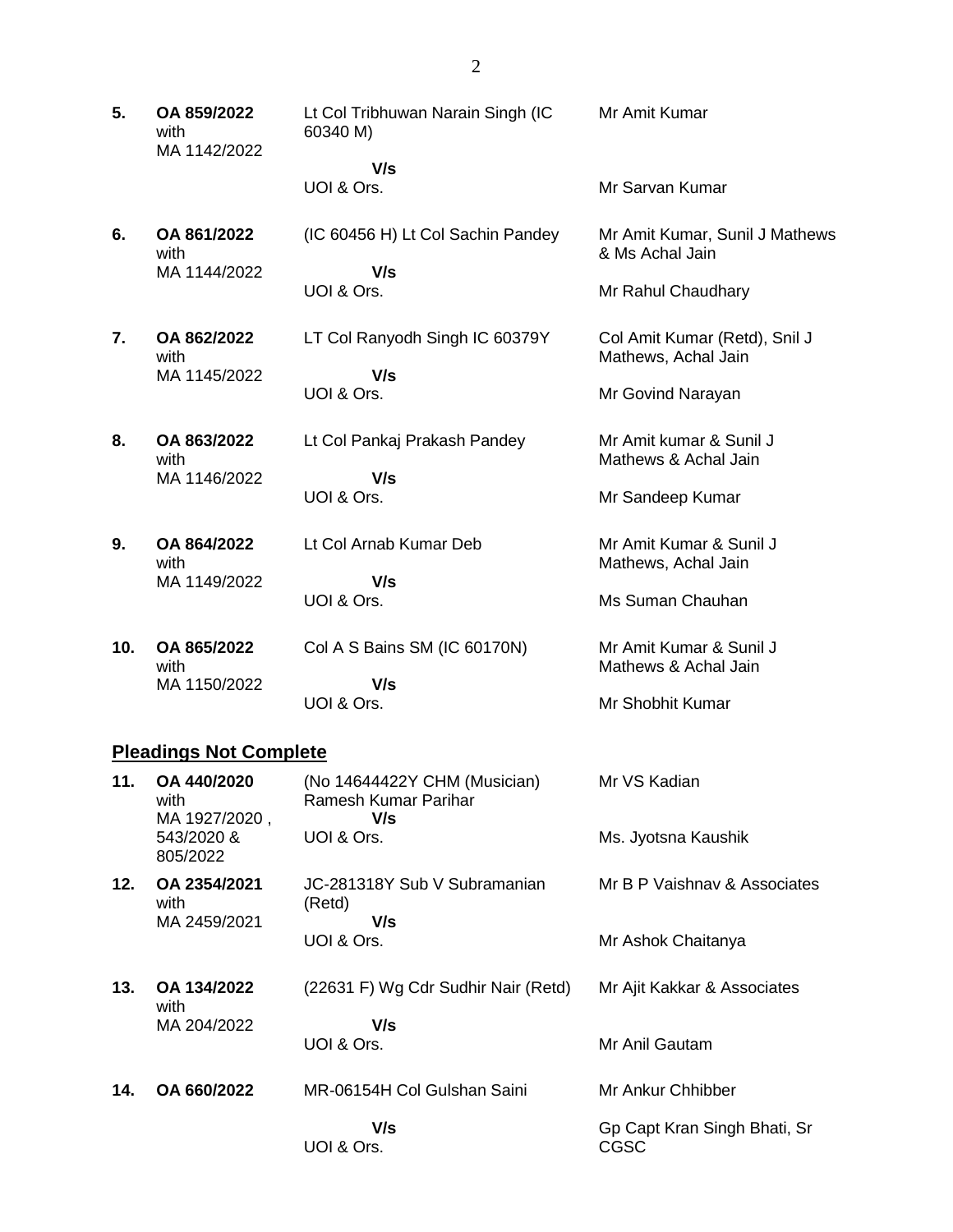| | | | |
|---|---|---|---|
| **5.** | **OA 859/2022** with MA 1142/2022 | Lt Col Tribhuwan Narain Singh (IC 60340 M) **V/s** UOI & Ors. | Mr Amit Kumar<br><br>Mr Sarvan Kumar |
| **6.** | **OA 861/2022** with MA 1144/2022 | (IC 60456 H) Lt Col Sachin Pandey **V/s** UOI & Ors. | Mr Amit Kumar, Sunil J Mathews & Ms Achal Jain<br><br>Mr Rahul Chaudhary |
| **7.** | **OA 862/2022** with MA 1145/2022 | LT Col Ranyodh Singh IC 60379Y **V/s** UOI & Ors. | Col Amit Kumar (Retd), Snil J Mathews, Achal Jain<br><br>Mr Govind Narayan |
| **8.** | **OA 863/2022** with MA 1146/2022 | Lt Col Pankaj Prakash Pandey **V/s** UOI & Ors. | Mr Amit kumar & Sunil J Mathews & Achal Jain<br><br>Mr Sandeep Kumar |
| **9.** | **OA 864/2022** with MA 1149/2022 | Lt Col Arnab Kumar Deb **V/s** UOI & Ors. | Mr Amit Kumar & Sunil J Mathews, Achal Jain<br><br>Ms Suman Chauhan |
| **10.** | **OA 865/2022** with MA 1150/2022 | Col A S Bains SM (IC 60170N) **V/s** UOI & Ors. | Mr Amit Kumar & Sunil J Mathews & Achal Jain<br><br>Mr Shobhit Kumar |

## Pleadings Not Complete

| | | | |
|---|---|---|---|
| **11.** | **OA 440/2020** with MA 1927/2020 , 543/2020 & 805/2022 | (No 14644422Y CHM (Musician) Ramesh Kumar Parihar **V/s** UOI & Ors. | Mr VS Kadian<br><br>Ms. Jyotsna Kaushik |
| **12.** | **OA 2354/2021** with MA 2459/2021 | JC-281318Y Sub V Subramanian (Retd) **V/s** UOI & Ors. | Mr B P Vaishnav & Associates<br><br>Mr Ashok Chaitanya |
| **13.** | **OA 134/2022** with MA 204/2022 | (22631 F) Wg Cdr Sudhir Nair (Retd) **V/s** UOI & Ors. | Mr Ajit Kakkar & Associates<br><br>Mr Anil Gautam |
| **14.** | **OA 660/2022** | MR-06154H Col Gulshan Saini **V/s** UOI & Ors. | Mr Ankur Chhibber<br><br>Gp Capt Kran Singh Bhati, Sr CGSC |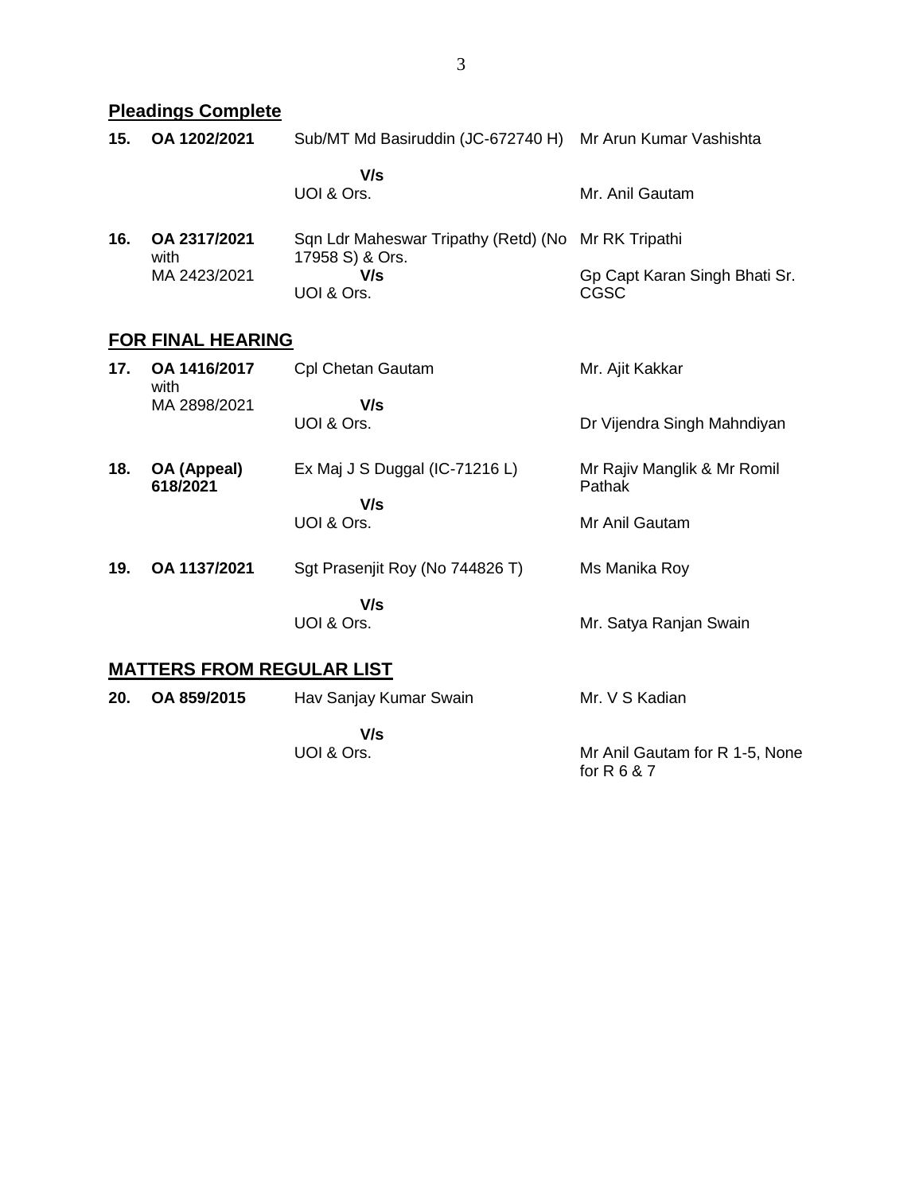## Pleadings Complete

| | | | |
|---|---|---|---|
| **15.** | **OA 1202/2021** | Sub/MT Md Basiruddin (JC-672740 H) **V/s** UOI & Ors. | Mr Arun Kumar Vashishta<br>Mr. Anil Gautam |
| **16.** | **OA 2317/2021** with MA 2423/2021 | Sqn Ldr Maheswar Tripathy (Retd) (No 17958 S) & Ors. **V/s** UOI & Ors. | Mr RK Tripathi<br>Gp Capt Karan Singh Bhati Sr. CGSC |

## FOR FINAL HEARING

| | | | |
|---|---|---|---|
| **17.** | **OA 1416/2017** with MA 2898/2021 | Cpl Chetan Gautam **V/s** UOI & Ors. | Mr. Ajit Kakkar<br>Dr Vijendra Singh Mahndiyan |
| **18.** | **OA (Appeal) 618/2021** | Ex Maj J S Duggal (IC-71216 L) **V/s** UOI & Ors. | Mr Rajiv Manglik & Mr Romil Pathak<br>Mr Anil Gautam |
| **19.** | **OA 1137/2021** | Sgt Prasenjit Roy (No 744826 T) **V/s** UOI & Ors. | Ms Manika Roy<br>Mr. Satya Ranjan Swain |

## MATTERS FROM REGULAR LIST

| | | | |
|---|---|---|---|
| **20.** | **OA 859/2015** | Hav Sanjay Kumar Swain **V/s** UOI & Ors. | Mr. V S Kadian<br>Mr Anil Gautam for R 1-5, None for R 6 & 7 |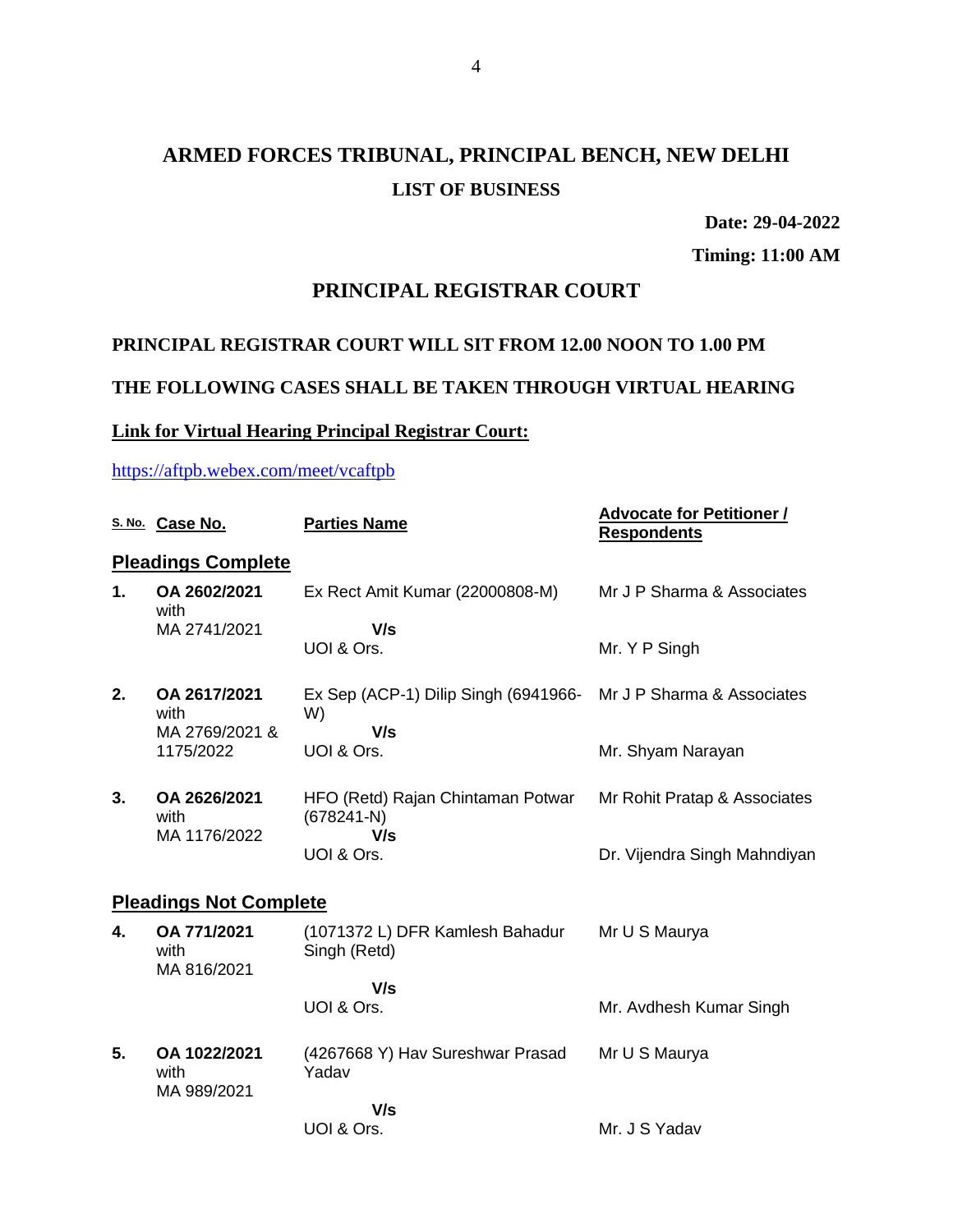# ARMED FORCES TRIBUNAL, PRINCIPAL BENCH, NEW DELHI

## LIST OF BUSINESS

**Date: 29-04-2022**

**Timing: 11:00 AM**

## PRINCIPAL REGISTRAR COURT

**PRINCIPAL REGISTRAR COURT WILL SIT FROM 12.00 NOON TO 1.00 PM**

**THE FOLLOWING CASES SHALL BE TAKEN THROUGH VIRTUAL HEARING**

**Link for Virtual Hearing Principal Registrar Court:**

https://aftpb.webex.com/meet/vcaftpb

| S. No. | Case No. | Parties Name | Advocate for Petitioner / Respondents |
|---|---|---|---|
| **Pleadings Complete** | | | |
| **1.** | **OA 2602/2021** with MA 2741/2021 | Ex Rect Amit Kumar (22000808-M) **V/s** UOI & Ors. | Mr J P Sharma & Associates / Mr. Y P Singh |
| **2.** | **OA 2617/2021** with MA 2769/2021 & 1175/2022 | Ex Sep (ACP-1) Dilip Singh (6941966-W) **V/s** UOI & Ors. | Mr J P Sharma & Associates / Mr. Shyam Narayan |
| **3.** | **OA 2626/2021** with MA 1176/2022 | HFO (Retd) Rajan Chintaman Potwar (678241-N) **V/s** UOI & Ors. | Mr Rohit Pratap & Associates / Dr. Vijendra Singh Mahndiyan |
| **Pleadings Not Complete** | | | |
| **4.** | **OA 771/2021** with MA 816/2021 | (1071372 L) DFR Kamlesh Bahadur Singh (Retd) **V/s** UOI & Ors. | Mr U S Maurya / Mr. Avdhesh Kumar Singh |
| **5.** | **OA 1022/2021** with MA 989/2021 | (4267668 Y) Hav Sureshwar Prasad Yadav **V/s** UOI & Ors. | Mr U S Maurya / Mr. J S Yadav |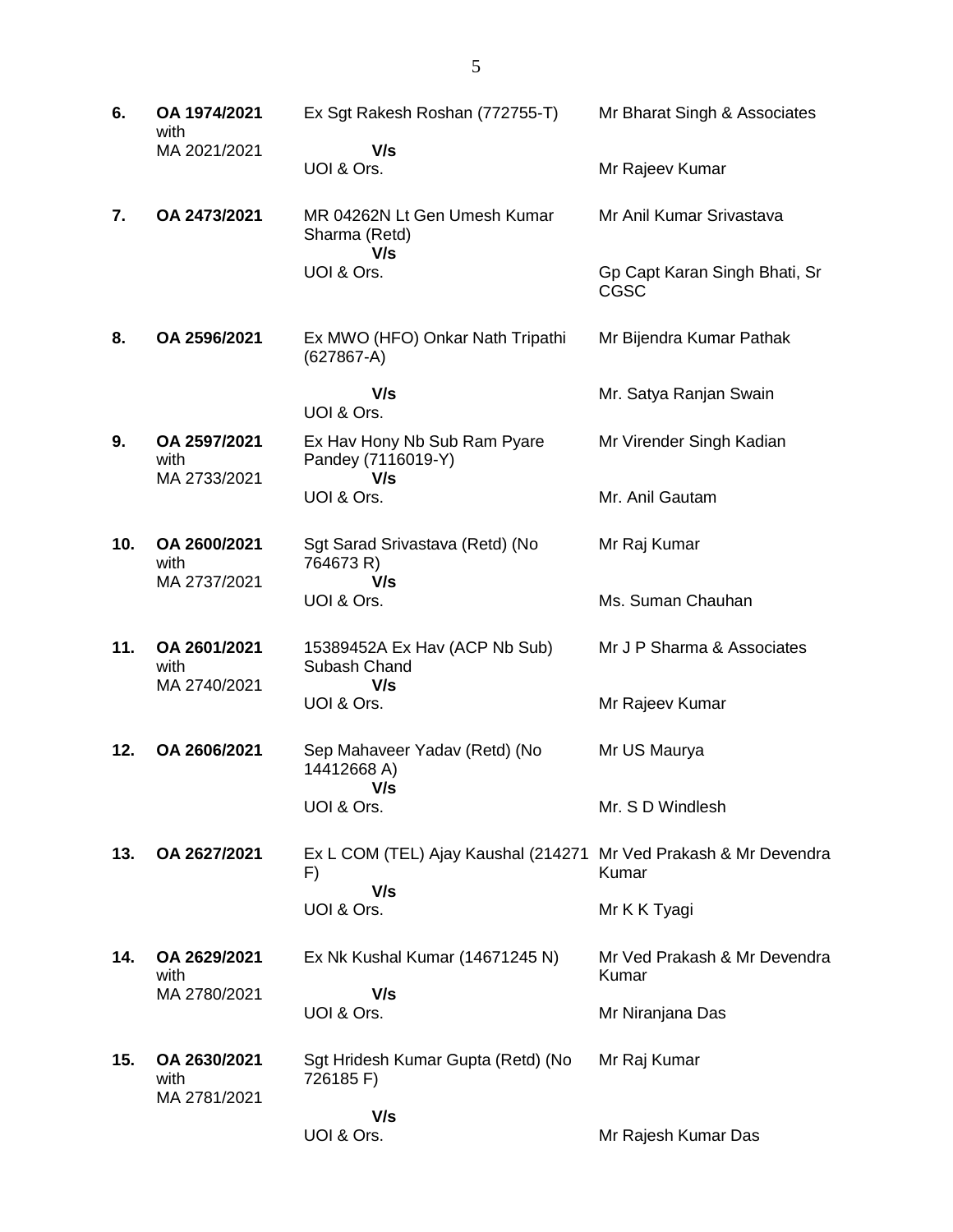| | | | |
|---|---|---|---|
| **6.** | **OA 1974/2021** with MA 2021/2021 | Ex Sgt Rakesh Roshan (772755-T) **V/s** UOI & Ors. | Mr Bharat Singh & Associates<br>Mr Rajeev Kumar |
| **7.** | **OA 2473/2021** | MR 04262N Lt Gen Umesh Kumar Sharma (Retd) **V/s** UOI & Ors. | Mr Anil Kumar Srivastava<br>Gp Capt Karan Singh Bhati, Sr CGSC |
| **8.** | **OA 2596/2021** | Ex MWO (HFO) Onkar Nath Tripathi (627867-A) **V/s** UOI & Ors. | Mr Bijendra Kumar Pathak<br>Mr. Satya Ranjan Swain |
| **9.** | **OA 2597/2021** with MA 2733/2021 | Ex Hav Hony Nb Sub Ram Pyare Pandey (7116019-Y) **V/s** UOI & Ors. | Mr Virender Singh Kadian<br>Mr. Anil Gautam |
| **10.** | **OA 2600/2021** with MA 2737/2021 | Sgt Sarad Srivastava (Retd) (No 764673 R) **V/s** UOI & Ors. | Mr Raj Kumar<br>Ms. Suman Chauhan |
| **11.** | **OA 2601/2021** with MA 2740/2021 | 15389452A Ex Hav (ACP Nb Sub) Subash Chand **V/s** UOI & Ors. | Mr J P Sharma & Associates<br>Mr Rajeev Kumar |
| **12.** | **OA 2606/2021** | Sep Mahaveer Yadav (Retd) (No 14412668 A) **V/s** UOI & Ors. | Mr US Maurya<br>Mr. S D Windlesh |
| **13.** | **OA 2627/2021** | Ex L COM (TEL) Ajay Kaushal (214271 F) **V/s** UOI & Ors. | Mr Ved Prakash & Mr Devendra Kumar<br>Mr K K Tyagi |
| **14.** | **OA 2629/2021** with MA 2780/2021 | Ex Nk Kushal Kumar (14671245 N) **V/s** UOI & Ors. | Mr Ved Prakash & Mr Devendra Kumar<br>Mr Niranjana Das |
| **15.** | **OA 2630/2021** with MA 2781/2021 | Sgt Hridesh Kumar Gupta (Retd) (No 726185 F) **V/s** UOI & Ors. | Mr Raj Kumar<br>Mr Rajesh Kumar Das |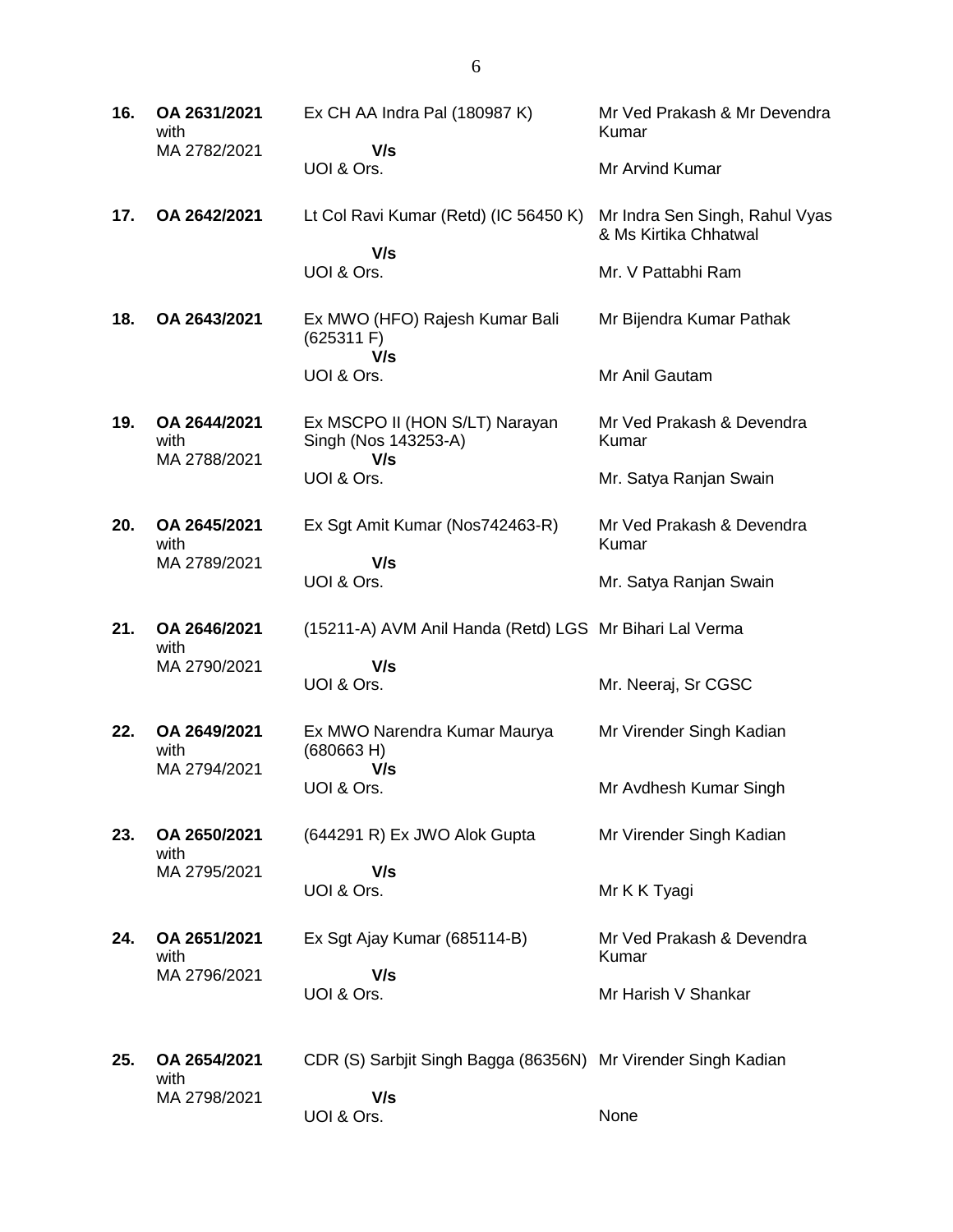| | | | |
|---|---|---|---|
| **16.** | **OA 2631/2021** with MA 2782/2021 | Ex CH AA Indra Pal (180987 K) **V/s** UOI & Ors. | Mr Ved Prakash & Mr Devendra Kumar<br>Mr Arvind Kumar |
| **17.** | **OA 2642/2021** | Lt Col Ravi Kumar (Retd) (IC 56450 K) **V/s** UOI & Ors. | Mr Indra Sen Singh, Rahul Vyas & Ms Kirtika Chhatwal<br>Mr. V Pattabhi Ram |
| **18.** | **OA 2643/2021** | Ex MWO (HFO) Rajesh Kumar Bali (625311 F) **V/s** UOI & Ors. | Mr Bijendra Kumar Pathak<br>Mr Anil Gautam |
| **19.** | **OA 2644/2021** with MA 2788/2021 | Ex MSCPO II (HON S/LT) Narayan Singh (Nos 143253-A) **V/s** UOI & Ors. | Mr Ved Prakash & Devendra Kumar<br>Mr. Satya Ranjan Swain |
| **20.** | **OA 2645/2021** with MA 2789/2021 | Ex Sgt Amit Kumar (Nos742463-R) **V/s** UOI & Ors. | Mr Ved Prakash & Devendra Kumar<br>Mr. Satya Ranjan Swain |
| **21.** | **OA 2646/2021** with MA 2790/2021 | (15211-A) AVM Anil Handa (Retd) LGS **V/s** UOI & Ors. | Mr Bihari Lal Verma<br>Mr. Neeraj, Sr CGSC |
| **22.** | **OA 2649/2021** with MA 2794/2021 | Ex MWO Narendra Kumar Maurya (680663 H) **V/s** UOI & Ors. | Mr Virender Singh Kadian<br>Mr Avdhesh Kumar Singh |
| **23.** | **OA 2650/2021** with MA 2795/2021 | (644291 R) Ex JWO Alok Gupta **V/s** UOI & Ors. | Mr Virender Singh Kadian<br>Mr K K Tyagi |
| **24.** | **OA 2651/2021** with MA 2796/2021 | Ex Sgt Ajay Kumar (685114-B) **V/s** UOI & Ors. | Mr Ved Prakash & Devendra Kumar<br>Mr Harish V Shankar |
| **25.** | **OA 2654/2021** with MA 2798/2021 | CDR (S) Sarbjit Singh Bagga (86356N) **V/s** UOI & Ors. | Mr Virender Singh Kadian<br>None |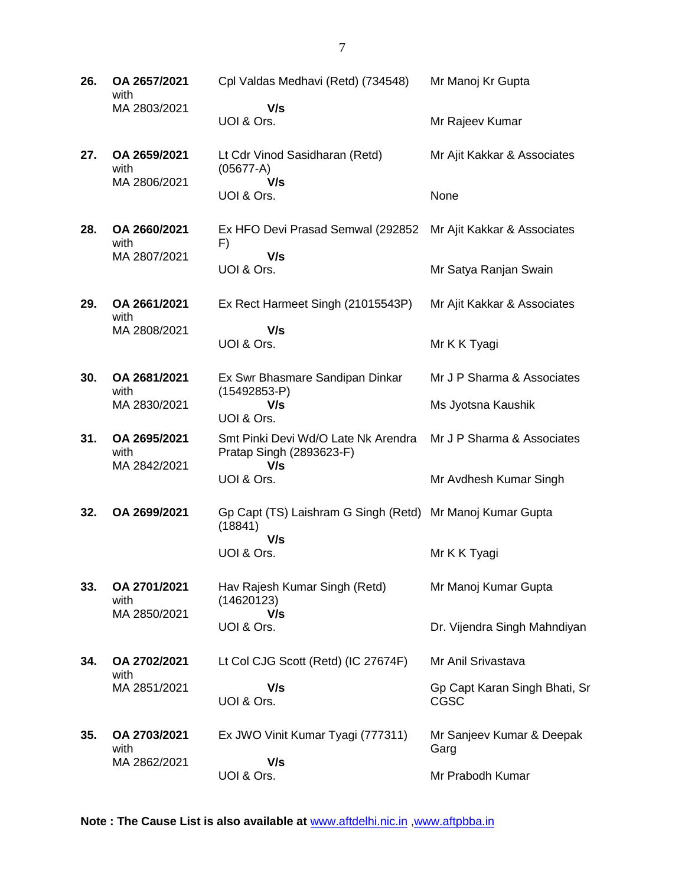| | | | |
|---|---|---|---|
| **26.** | **OA 2657/2021** with MA 2803/2021 | Cpl Valdas Medhavi (Retd) (734548) **V/s** UOI & Ors. | Mr Manoj Kr Gupta<br><br>Mr Rajeev Kumar |
| **27.** | **OA 2659/2021** with MA 2806/2021 | Lt Cdr Vinod Sasidharan (Retd) (05677-A) **V/s** UOI & Ors. | Mr Ajit Kakkar & Associates<br><br>None |
| **28.** | **OA 2660/2021** with MA 2807/2021 | Ex HFO Devi Prasad Semwal (292852 F) **V/s** UOI & Ors. | Mr Ajit Kakkar & Associates<br><br>Mr Satya Ranjan Swain |
| **29.** | **OA 2661/2021** with MA 2808/2021 | Ex Rect Harmeet Singh (21015543P) **V/s** UOI & Ors. | Mr Ajit Kakkar & Associates<br><br>Mr K K Tyagi |
| **30.** | **OA 2681/2021** with MA 2830/2021 | Ex Swr Bhasmare Sandipan Dinkar (15492853-P) **V/s** UOI & Ors. | Mr J P Sharma & Associates<br><br>Ms Jyotsna Kaushik |
| **31.** | **OA 2695/2021** with MA 2842/2021 | Smt Pinki Devi Wd/O Late Nk Arendra Pratap Singh (2893623-F) **V/s** UOI & Ors. | Mr J P Sharma & Associates<br><br>Mr Avdhesh Kumar Singh |
| **32.** | **OA 2699/2021** | Gp Capt (TS) Laishram G Singh (Retd) (18841) **V/s** UOI & Ors. | Mr Manoj Kumar Gupta<br><br>Mr K K Tyagi |
| **33.** | **OA 2701/2021** with MA 2850/2021 | Hav Rajesh Kumar Singh (Retd) (14620123) **V/s** UOI & Ors. | Mr Manoj Kumar Gupta<br><br>Dr. Vijendra Singh Mahndiyan |
| **34.** | **OA 2702/2021** with MA 2851/2021 | Lt Col CJG Scott (Retd) (IC 27674F) **V/s** UOI & Ors. | Mr Anil Srivastava<br><br>Gp Capt Karan Singh Bhati, Sr CGSC |
| **35.** | **OA 2703/2021** with MA 2862/2021 | Ex JWO Vinit Kumar Tyagi (777311) **V/s** UOI & Ors. | Mr Sanjeev Kumar & Deepak Garg<br><br>Mr Prabodh Kumar |

**Note : The Cause List is also available at** www.aftdelhi.nic.in ,www.aftpbba.in